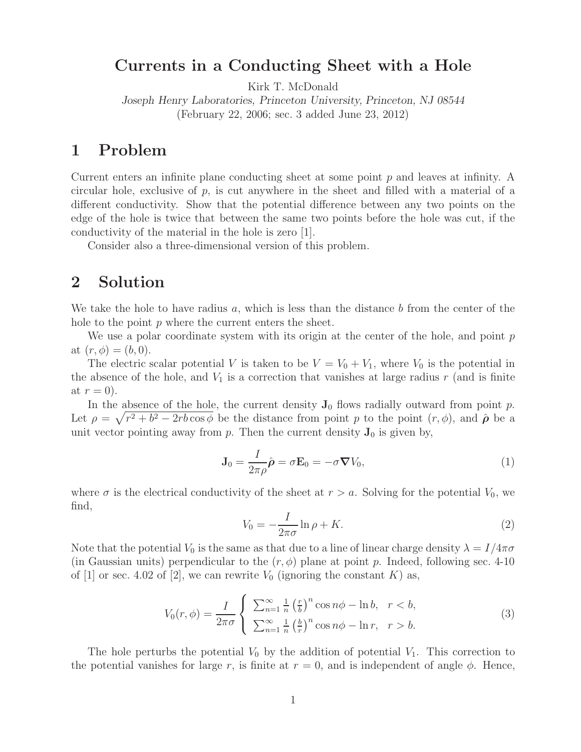# Currents in a Conducting Sheet with a Hole

Kirk T. McDonald

*Joseph Henry Laboratories, Princeton University, Princeton, NJ 08544*

(February 22, 2006; sec. 3 added June 23, 2012)

## 1 Problem

Current enters an infinite plane conducting sheet at some point $p$ and leaves at infinity. A circular hole, exclusive of $p$, is cut anywhere in the sheet and filled with a material of a different conductivity. Show that the potential difference between any two points on the edge of the hole is twice that between the same two points before the hole was cut, if the conductivity of the material in the hole is zero [1].

Consider also a three-dimensional version of this problem.

## 2 Solution

We take the hole to have radius $a$, which is less than the distance $b$ from the center of the hole to the point $p$ where the current enters the sheet.

We use a polar coordinate system with its origin at the center of the hole, and point $p$ at $(r, \phi) = (b, 0)$.

The electric scalar potential $V$ is taken to be $V = V_0 + V_1$, where $V_0$ is the potential in the absence of the hole, and $V_1$ is a correction that vanishes at large radius $r$ (and is finite at $r = 0$).

In the absence of the hole, the current density $\mathbf{J}_0$ flows radially outward from point $p$. Let $\rho = \sqrt{r^2 + b^2 - 2rb \cos \phi}$ be the distance from point $p$ to the point $(r, \phi)$, and $\hat{\boldsymbol{\rho}}$ be a unit vector pointing away from $p$. Then the current density $\mathbf{J}_0$ is given by,

$$\mathbf{J}_0 = \frac{I}{2\pi\rho}\hat{\boldsymbol{\rho}} = \sigma \mathbf{E}_0 = -\sigma \boldsymbol{\nabla} V_0, \tag{1}$$

where $\sigma$ is the electrical conductivity of the sheet at $r > a$. Solving for the potential $V_0$, we find,

$$V_0 = -\frac{I}{2\pi\sigma} \ln \rho + K. \tag{2}$$

Note that the potential $V_0$ is the same as that due to a line of linear charge density $\lambda = I/4\pi\sigma$ (in Gaussian units) perpendicular to the $(r, \phi)$ plane at point $p$. Indeed, following sec. 4-10 of [1] or sec. 4.02 of [2], we can rewrite $V_0$ (ignoring the constant $K$) as,

$$V_0(r, \phi) = \frac{I}{2\pi\sigma} \begin{cases} \sum_{n=1}^{\infty} \frac{1}{n} \left(\frac{r}{b}\right)^n \cos n\phi - \ln b, & r < b, \\ \sum_{n=1}^{\infty} \frac{1}{n} \left(\frac{b}{r}\right)^n \cos n\phi - \ln r, & r > b. \end{cases} \tag{3}$$

The hole perturbs the potential $V_0$ by the addition of potential $V_1$. This correction to the potential vanishes for large $r$, is finite at $r = 0$, and is independent of angle $\phi$. Hence,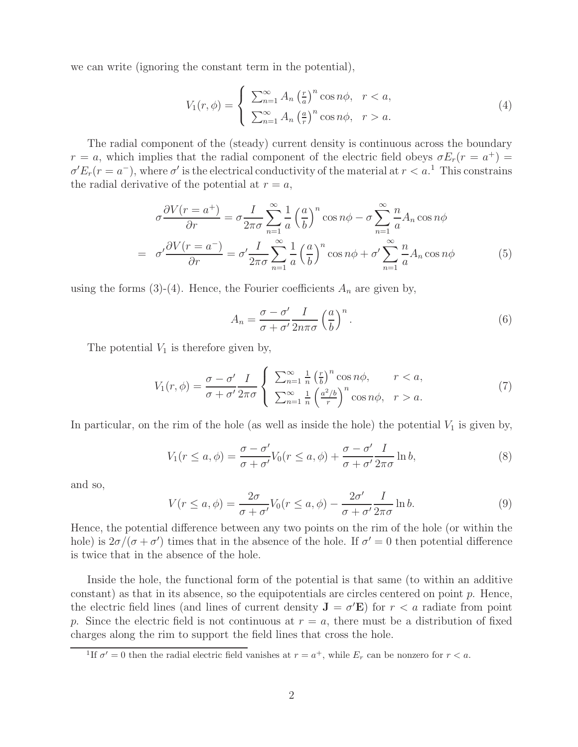we can write (ignoring the constant term in the potential),

$$V_1(r, \phi) = \begin{cases} \sum_{n=1}^{\infty} A_n \left(\frac{r}{a}\right)^n \cos n\phi, & r < a, \\ \sum_{n=1}^{\infty} A_n \left(\frac{a}{r}\right)^n \cos n\phi, & r > a. \end{cases} \tag{4}$$

The radial component of the (steady) current density is continuous across the boundary $r = a$, which implies that the radial component of the electric field obeys $\sigma E_r(r = a^+) = \sigma' E_r(r = a^-)$, where $\sigma'$ is the electrical conductivity of the material at $r < a$.[1] This constrains the radial derivative of the potential at $r = a$,

$$\begin{aligned} \sigma \frac{\partial V(r = a^+)}{\partial r} &= \sigma \frac{I}{2\pi\sigma} \sum_{n=1}^{\infty} \frac{1}{a} \left(\frac{a}{b}\right)^n \cos n\phi - \sigma \sum_{n=1}^{\infty} \frac{n}{a} A_n \cos n\phi \\ = \sigma' \frac{\partial V(r = a^-)}{\partial r} &= \sigma' \frac{I}{2\pi\sigma} \sum_{n=1}^{\infty} \frac{1}{a} \left(\frac{a}{b}\right)^n \cos n\phi + \sigma' \sum_{n=1}^{\infty} \frac{n}{a} A_n \cos n\phi \end{aligned} \tag{5}$$

using the forms (3)-(4). Hence, the Fourier coefficients $A_n$ are given by,

$$A_n = \frac{\sigma - \sigma'}{\sigma + \sigma'} \frac{I}{2n\pi\sigma} \left(\frac{a}{b}\right)^n. \tag{6}$$

The potential $V_1$ is therefore given by,

$$V_1(r, \phi) = \frac{\sigma - \sigma'}{\sigma + \sigma'} \frac{I}{2\pi\sigma} \begin{cases} \sum_{n=1}^{\infty} \frac{1}{n} \left(\frac{r}{b}\right)^n \cos n\phi, & r < a, \\ \sum_{n=1}^{\infty} \frac{1}{n} \left(\frac{a^2/b}{r}\right)^n \cos n\phi, & r > a. \end{cases} \tag{7}$$

In particular, on the rim of the hole (as well as inside the hole) the potential $V_1$ is given by,

$$V_1(r \le a, \phi) = \frac{\sigma - \sigma'}{\sigma + \sigma'} V_0(r \le a, \phi) + \frac{\sigma - \sigma'}{\sigma + \sigma'} \frac{I}{2\pi\sigma} \ln b, \tag{8}$$

and so,

$$V(r \le a, \phi) = \frac{2\sigma}{\sigma + \sigma'} V_0(r \le a, \phi) - \frac{2\sigma'}{\sigma + \sigma'} \frac{I}{2\pi\sigma} \ln b. \tag{9}$$

Hence, the potential difference between any two points on the rim of the hole (or within the hole) is $2\sigma/(\sigma + \sigma')$ times that in the absence of the hole. If $\sigma' = 0$ then potential difference is twice that in the absence of the hole.

Inside the hole, the functional form of the potential is that same (to within an additive constant) as that in its absence, so the equipotentials are circles centered on point $p$. Hence, the electric field lines (and lines of current density $\mathbf{J} = \sigma' \mathbf{E}$) for $r < a$ radiate from point $p$. Since the electric field is not continuous at $r = a$, there must be a distribution of fixed charges along the rim to support the field lines that cross the hole.

[1] If $\sigma' = 0$ then the radial electric field vanishes at $r = a^+$, while $E_r$ can be nonzero for $r < a$.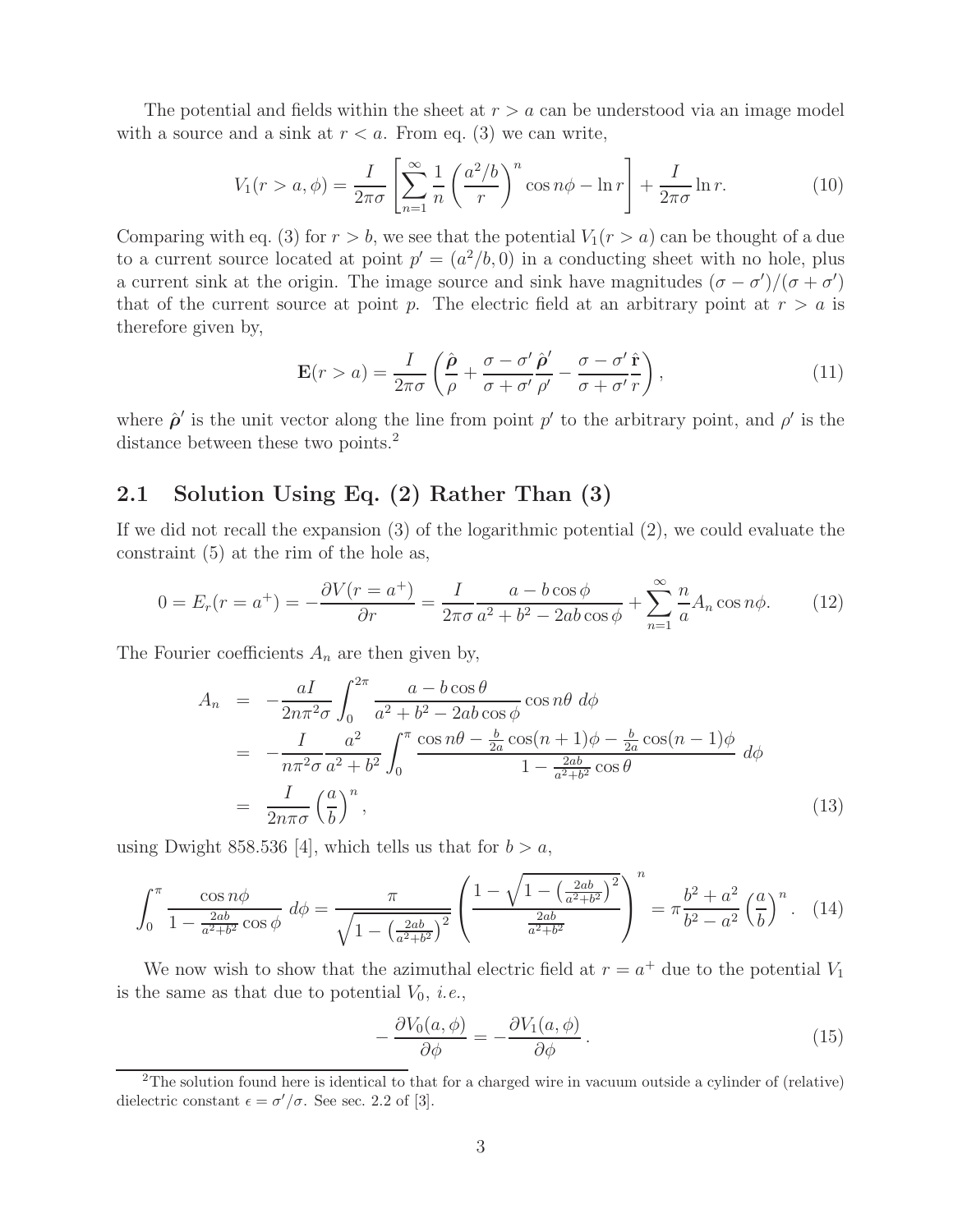The potential and fields within the sheet at $r > a$ can be understood via an image model with a source and a sink at $r < a$. From eq. (3) we can write,

$$V_1(r > a, \phi) = \frac{I}{2\pi\sigma}\left[\sum_{n=1}^{\infty} \frac{1}{n}\left(\frac{a^2/b}{r}\right)^n \cos n\phi - \ln r\right] + \frac{I}{2\pi\sigma}\ln r. \tag{10}$$

Comparing with eq. (3) for $r > b$, we see that the potential $V_1(r > a)$ can be thought of a due to a current source located at point $p' = (a^2/b, 0)$ in a conducting sheet with no hole, plus a current sink at the origin. The image source and sink have magnitudes $(\sigma - \sigma')/(\sigma + \sigma')$ that of the current source at point $p$. The electric field at an arbitrary point at $r > a$ is therefore given by,

$$\mathbf{E}(r > a) = \frac{I}{2\pi\sigma}\left(\frac{\hat{\boldsymbol{\rho}}}{\rho} + \frac{\sigma - \sigma'}{\sigma + \sigma'}\frac{\hat{\boldsymbol{\rho}}'}{\rho'} - \frac{\sigma - \sigma'}{\sigma + \sigma'}\frac{\hat{\mathbf{r}}}{r}\right), \tag{11}$$

where $\hat{\boldsymbol{\rho}}'$ is the unit vector along the line from point $p'$ to the arbitrary point, and $\rho'$ is the distance between these two points.[2]

## 2.1 Solution Using Eq. (2) Rather Than (3)

If we did not recall the expansion (3) of the logarithmic potential (2), we could evaluate the constraint (5) at the rim of the hole as,

$$0 = E_r(r = a^+) = -\frac{\partial V(r = a^+)}{\partial r} = \frac{I}{2\pi\sigma}\frac{a - b\cos\phi}{a^2 + b^2 - 2ab\cos\phi} + \sum_{n=1}^{\infty} \frac{n}{a} A_n \cos n\phi. \tag{12}$$

The Fourier coefficients $A_n$ are then given by,

$$\begin{aligned}
A_n &= -\frac{aI}{2n\pi^2\sigma}\int_0^{2\pi} \frac{a - b\cos\theta}{a^2 + b^2 - 2ab\cos\phi}\cos n\theta \; d\phi \\
&= -\frac{I}{n\pi^2\sigma}\frac{a^2}{a^2 + b^2}\int_0^{\pi} \frac{\cos n\theta - \frac{b}{2a}\cos(n+1)\phi - \frac{b}{2a}\cos(n-1)\phi}{1 - \frac{2ab}{a^2+b^2}\cos\theta} \; d\phi \\
&= \frac{I}{2n\pi\sigma}\left(\frac{a}{b}\right)^n,
\end{aligned} \tag{13}$$

using Dwight 858.536 [4], which tells us that for $b > a$,

$$\int_0^{\pi} \frac{\cos n\phi}{1 - \frac{2ab}{a^2+b^2}\cos\phi} \; d\phi = \frac{\pi}{\sqrt{1 - \left(\frac{2ab}{a^2+b^2}\right)^2}}\left(\frac{1 - \sqrt{1 - \left(\frac{2ab}{a^2+b^2}\right)^2}}{\frac{2ab}{a^2+b^2}}\right)^n = \pi\frac{b^2 + a^2}{b^2 - a^2}\left(\frac{a}{b}\right)^n. \tag{14}$$

We now wish to show that the azimuthal electric field at $r = a^+$ due to the potential $V_1$ is the same as that due to potential $V_0$, *i.e.*,

$$-\frac{\partial V_0(a, \phi)}{\partial \phi} = -\frac{\partial V_1(a, \phi)}{\partial \phi}. \tag{15}$$

[2] The solution found here is identical to that for a charged wire in vacuum outside a cylinder of (relative) dielectric constant $\epsilon = \sigma'/\sigma$. See sec. 2.2 of [3].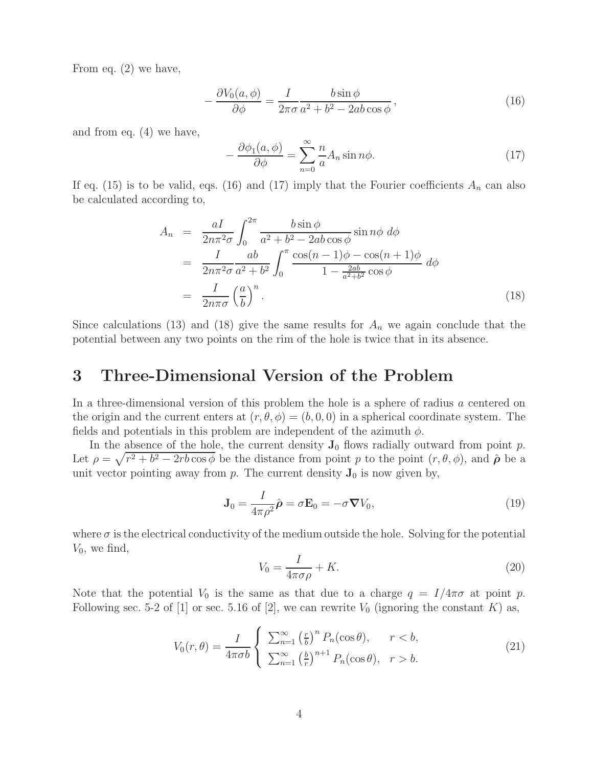From eq. (2) we have,

$$-\frac{\partial V_0(a,\phi)}{\partial \phi} = \frac{I}{2\pi\sigma}\frac{b\sin\phi}{a^2+b^2-2ab\cos\phi}\,, \tag{16}$$

and from eq. (4) we have,

$$-\frac{\partial \phi_1(a,\phi)}{\partial \phi} = \sum_{n=0}^{\infty} \frac{n}{a} A_n \sin n\phi. \tag{17}$$

If eq. (15) is to be valid, eqs. (16) and (17) imply that the Fourier coefficients $A_n$ can also be calculated according to,

$$\begin{aligned}
A_n &= \frac{aI}{2n\pi^2\sigma}\int_0^{2\pi} \frac{b\sin\phi}{a^2+b^2-2ab\cos\phi}\sin n\phi \; d\phi \\
&= \frac{I}{2n\pi^2\sigma}\frac{ab}{a^2+b^2}\int_0^{\pi} \frac{\cos(n-1)\phi - \cos(n+1)\phi}{1-\frac{2ab}{a^2+b^2}\cos\phi}\; d\phi \\
&= \frac{I}{2n\pi\sigma}\left(\frac{a}{b}\right)^n.
\end{aligned} \tag{18}$$

Since calculations (13) and (18) give the same results for $A_n$ we again conclude that the potential between any two points on the rim of the hole is twice that in its absence.

## 3 Three-Dimensional Version of the Problem

In a three-dimensional version of this problem the hole is a sphere of radius $a$ centered on the origin and the current enters at $(r,\theta,\phi) = (b,0,0)$ in a spherical coordinate system. The fields and potentials in this problem are independent of the azimuth $\phi$.

In the absence of the hole, the current density $\mathbf{J}_0$ flows radially outward from point $p$. Let $\rho = \sqrt{r^2+b^2-2rb\cos\phi}$ be the distance from point $p$ to the point $(r,\theta,\phi)$, and $\hat{\boldsymbol{\rho}}$ be a unit vector pointing away from $p$. The current density $\mathbf{J}_0$ is now given by,

$$\mathbf{J}_0 = \frac{I}{4\pi\rho^2}\hat{\boldsymbol{\rho}} = \sigma\mathbf{E}_0 = -\sigma\boldsymbol{\nabla}V_0, \tag{19}$$

where $\sigma$ is the electrical conductivity of the medium outside the hole. Solving for the potential $V_0$, we find,

$$V_0 = \frac{I}{4\pi\sigma\rho} + K. \tag{20}$$

Note that the potential $V_0$ is the same as that due to a charge $q = I/4\pi\sigma$ at point $p$. Following sec. 5-2 of [1] or sec. 5.16 of [2], we can rewrite $V_0$ (ignoring the constant $K$) as,

$$V_0(r,\theta) = \frac{I}{4\pi\sigma b}\left\{ \begin{array}{ll} \sum_{n=1}^{\infty}\left(\frac{r}{b}\right)^n P_n(\cos\theta), & r < b, \\ \sum_{n=1}^{\infty}\left(\frac{b}{r}\right)^{n+1} P_n(\cos\theta), & r > b. \end{array} \right. \tag{21}$$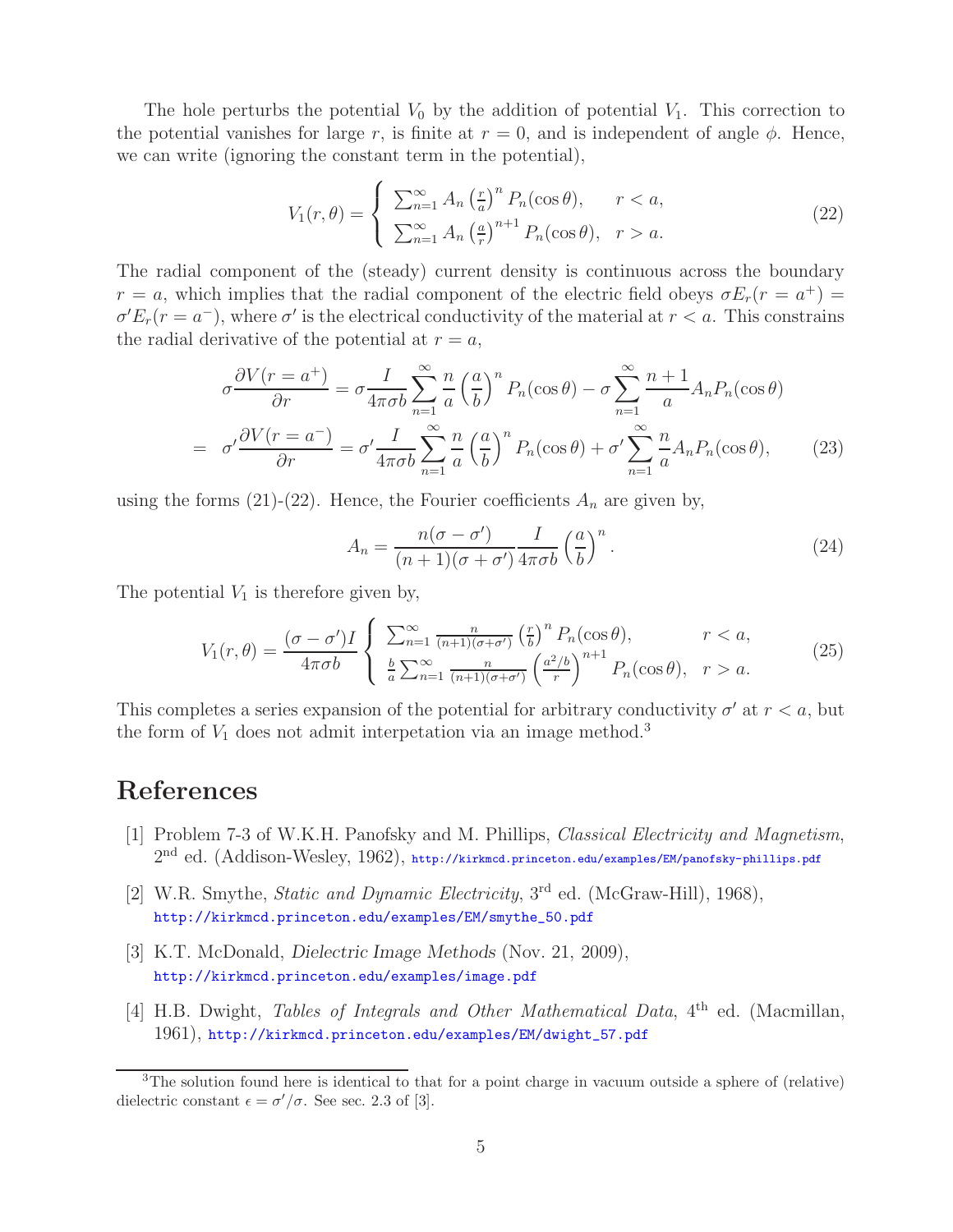The hole perturbs the potential $V_0$ by the addition of potential $V_1$. This correction to the potential vanishes for large $r$, is finite at $r = 0$, and is independent of angle $\phi$. Hence, we can write (ignoring the constant term in the potential),

$$V_1(r,\theta) = \begin{cases} \sum_{n=1}^{\infty} A_n \left(\frac{r}{a}\right)^n P_n(\cos\theta), & r < a, \\ \sum_{n=1}^{\infty} A_n \left(\frac{a}{r}\right)^{n+1} P_n(\cos\theta), & r > a. \end{cases} \tag{22}$$

The radial component of the (steady) current density is continuous across the boundary $r = a$, which implies that the radial component of the electric field obeys $\sigma E_r(r = a^+) = \sigma' E_r(r = a^-)$, where $\sigma'$ is the electrical conductivity of the material at $r < a$. This constrains the radial derivative of the potential at $r = a$,

$$\begin{aligned} \sigma \frac{\partial V(r = a^+)}{\partial r} &= \sigma \frac{I}{4\pi\sigma b} \sum_{n=1}^{\infty} \frac{n}{a} \left(\frac{a}{b}\right)^n P_n(\cos\theta) - \sigma \sum_{n=1}^{\infty} \frac{n+1}{a} A_n P_n(\cos\theta) \\ = \ \sigma' \frac{\partial V(r = a^-)}{\partial r} &= \sigma' \frac{I}{4\pi\sigma b} \sum_{n=1}^{\infty} \frac{n}{a} \left(\frac{a}{b}\right)^n P_n(\cos\theta) + \sigma' \sum_{n=1}^{\infty} \frac{n}{a} A_n P_n(\cos\theta), \end{aligned} \tag{23}$$

using the forms (21)-(22). Hence, the Fourier coefficients $A_n$ are given by,

$$A_n = \frac{n(\sigma - \sigma')}{(n+1)(\sigma + \sigma')} \frac{I}{4\pi\sigma b} \left(\frac{a}{b}\right)^n. \tag{24}$$

The potential $V_1$ is therefore given by,

$$V_1(r,\theta) = \frac{(\sigma - \sigma')I}{4\pi\sigma b} \begin{cases} \sum_{n=1}^{\infty} \frac{n}{(n+1)(\sigma+\sigma')} \left(\frac{r}{b}\right)^n P_n(\cos\theta), & r < a, \\ \frac{b}{a} \sum_{n=1}^{\infty} \frac{n}{(n+1)(\sigma+\sigma')} \left(\frac{a^2/b}{r}\right)^{n+1} P_n(\cos\theta), & r > a. \end{cases} \tag{25}$$

This completes a series expansion of the potential for arbitrary conductivity $\sigma'$ at $r < a$, but the form of $V_1$ does not admit interpetation via an image method.[3]

# References

[1] Problem 7-3 of W.K.H. Panofsky and M. Phillips, *Classical Electricity and Magnetism*, 2nd ed. (Addison-Wesley, 1962), http://kirkmcd.princeton.edu/examples/EM/panofsky-phillips.pdf

[2] W.R. Smythe, *Static and Dynamic Electricity*, 3rd ed. (McGraw-Hill), 1968), http://kirkmcd.princeton.edu/examples/EM/smythe_50.pdf

[3] K.T. McDonald, *Dielectric Image Methods* (Nov. 21, 2009), http://kirkmcd.princeton.edu/examples/image.pdf

[4] H.B. Dwight, *Tables of Integrals and Other Mathematical Data*, 4th ed. (Macmillan, 1961), http://kirkmcd.princeton.edu/examples/EM/dwight_57.pdf

[3] The solution found here is identical to that for a point charge in vacuum outside a sphere of (relative) dielectric constant $\epsilon = \sigma'/\sigma$. See sec. 2.3 of [3].